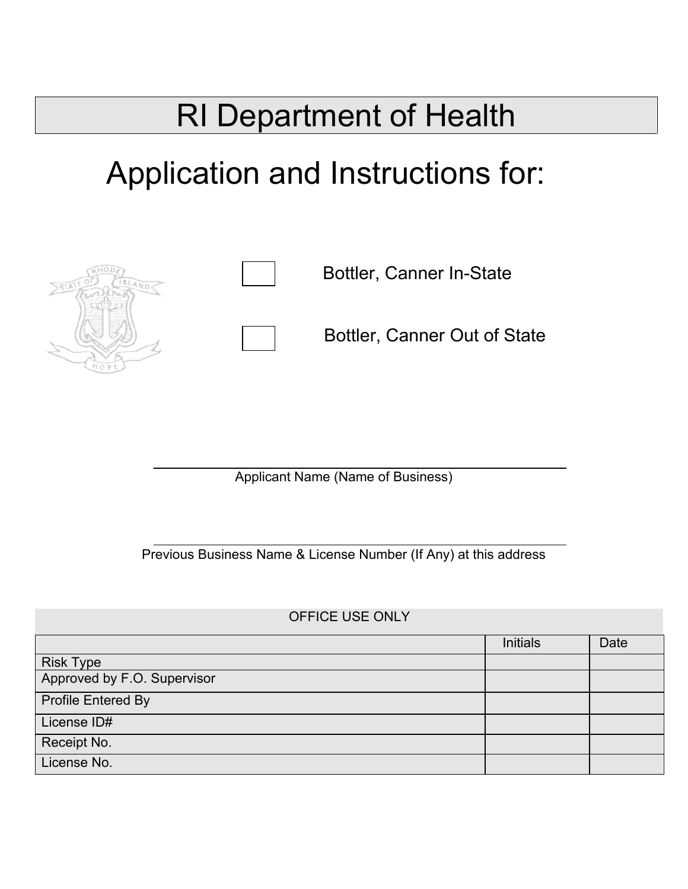# RI Department of Health

## Application and Instructions for:

☐ Bottler, Canner In-State

☐ Bottler, Canner Out of State

\_\_\_\_\_\_\_\_\_\_\_\_\_\_\_\_\_\_\_\_\_\_\_\_\_\_\_\_\_\_\_\_\_\_\_\_\_\_\_\_

Applicant Name (Name of Business)

\_\_\_\_\_\_\_\_\_\_\_\_\_\_\_\_\_\_\_\_\_\_\_\_\_\_\_\_\_\_\_\_\_\_\_\_\_\_\_\_

Previous Business Name & License Number (If Any) at this address

| OFFICE USE ONLY | | |
|---|---|---|
| | Initials | Date |
| Risk Type | | |
| Approved by F.O. Supervisor | | |
| Profile Entered By | | |
| License ID# | | |
| Receipt No. | | |
| License No. | | |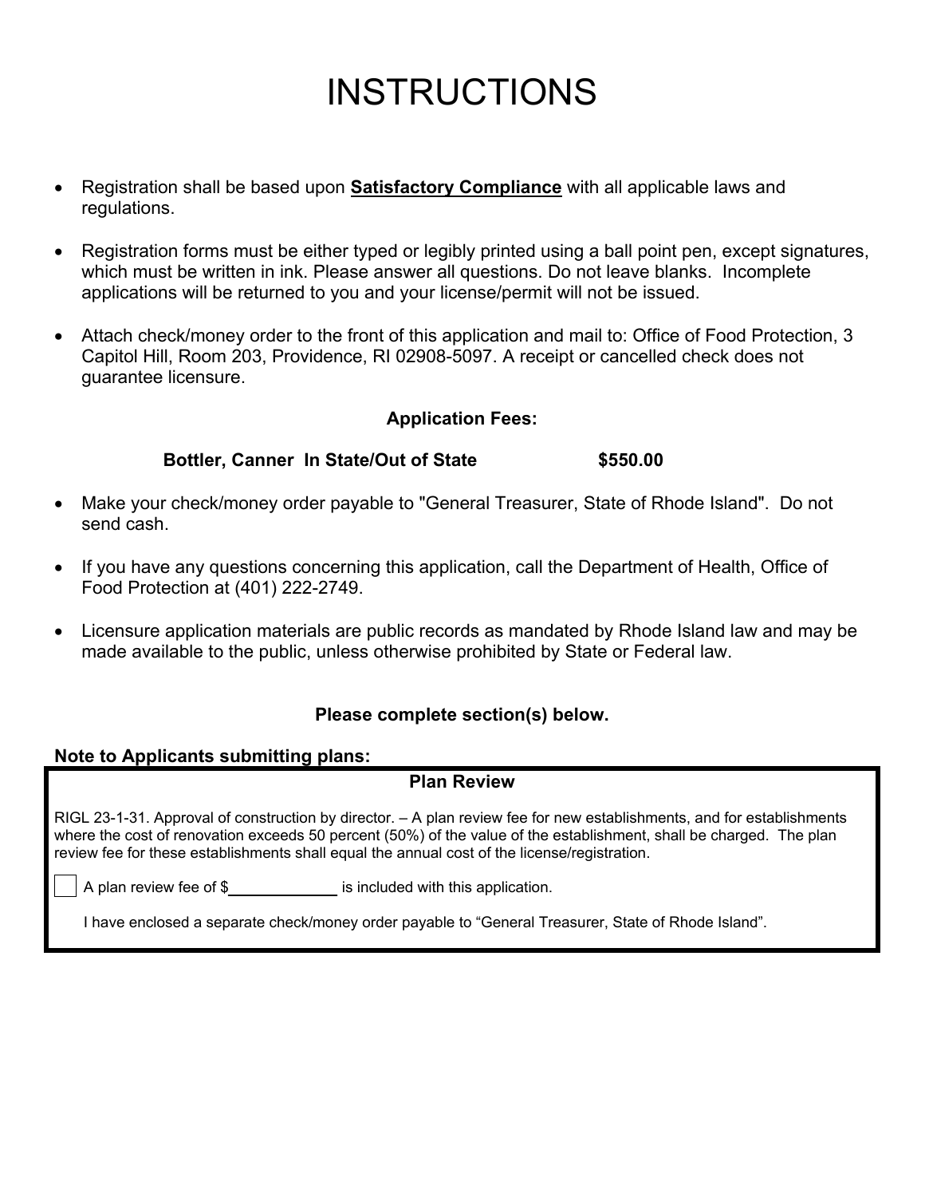# INSTRUCTIONS

- Registration shall be based upon **Satisfactory Compliance** with all applicable laws and regulations.
- Registration forms must be either typed or legibly printed using a ball point pen, except signatures, which must be written in ink. Please answer all questions. Do not leave blanks. Incomplete applications will be returned to you and your license/permit will not be issued.
- Attach check/money order to the front of this application and mail to: Office of Food Protection, 3 Capitol Hill, Room 203, Providence, RI 02908-5097. A receipt or cancelled check does not guarantee licensure.

**Application Fees:**

**Bottler, Canner In State/Out of State $550.00**

- Make your check/money order payable to "General Treasurer, State of Rhode Island". Do not send cash.
- If you have any questions concerning this application, call the Department of Health, Office of Food Protection at (401) 222-2749.
- Licensure application materials are public records as mandated by Rhode Island law and may be made available to the public, unless otherwise prohibited by State or Federal law.

**Please complete section(s) below.**

**Note to Applicants submitting plans:**

**Plan Review**

RIGL 23-1-31. Approval of construction by director. – A plan review fee for new establishments, and for establishments where the cost of renovation exceeds 50 percent (50%) of the value of the establishment, shall be charged. The plan review fee for these establishments shall equal the annual cost of the license/registration.

☐ A plan review fee of $__________ is included with this application.

I have enclosed a separate check/money order payable to "General Treasurer, State of Rhode Island".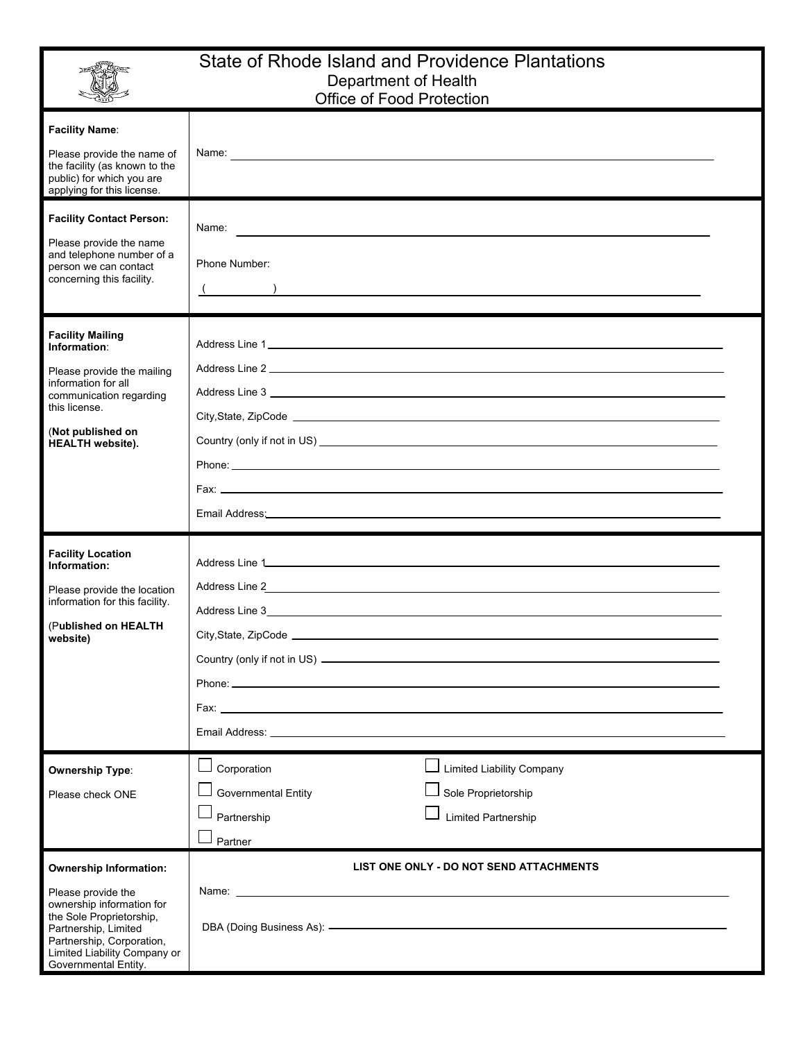# State of Rhode Island and Providence Plantations

## Department of Health

## Office of Food Protection

| | |
|---|---|
| **Facility Name**:<br><br>Please provide the name of the facility (as known to the public) for which you are applying for this license. | Name: ______________________ |
| **Facility Contact Person:**<br><br>Please provide the name and telephone number of a person we can contact concerning this facility. | Name: ______________________<br><br>Phone Number:<br><br>(          ) ______________________ |
| **Facility Mailing Information**:<br><br>Please provide the mailing information for all communication regarding this license.<br><br>(**Not published on HEALTH website).** | Address Line 1 ______________________<br>Address Line 2 ______________________<br>Address Line 3 ______________________<br>City,State, ZipCode ______________________<br>Country (only if not in US) ______________________<br>Phone: ______________________<br>Fax: ______________________<br>Email Address: ______________________ |
| **Facility Location Information:**<br><br>Please provide the location information for this facility.<br><br>(**Published on HEALTH website)** | Address Line 1 ______________________<br>Address Line 2 ______________________<br>Address Line 3 ______________________<br>City,State, ZipCode ______________________<br>Country (only if not in US) ______________________<br>Phone: ______________________<br>Fax: ______________________<br>Email Address: ______________________ |
| **Ownership Type**:<br><br>Please check ONE | ☐ Corporation ☐ Limited Liability Company<br>☐ Governmental Entity ☐ Sole Proprietorship<br>☐ Partnership ☐ Limited Partnership<br>☐ Partner |
| **Ownership Information:**<br><br>Please provide the ownership information for the Sole Proprietorship, Partnership, Limited Partnership, Corporation, Limited Liability Company or Governmental Entity. | **LIST ONE ONLY - DO NOT SEND ATTACHMENTS**<br><br>Name: ______________________<br><br>DBA (Doing Business As): ______________________ |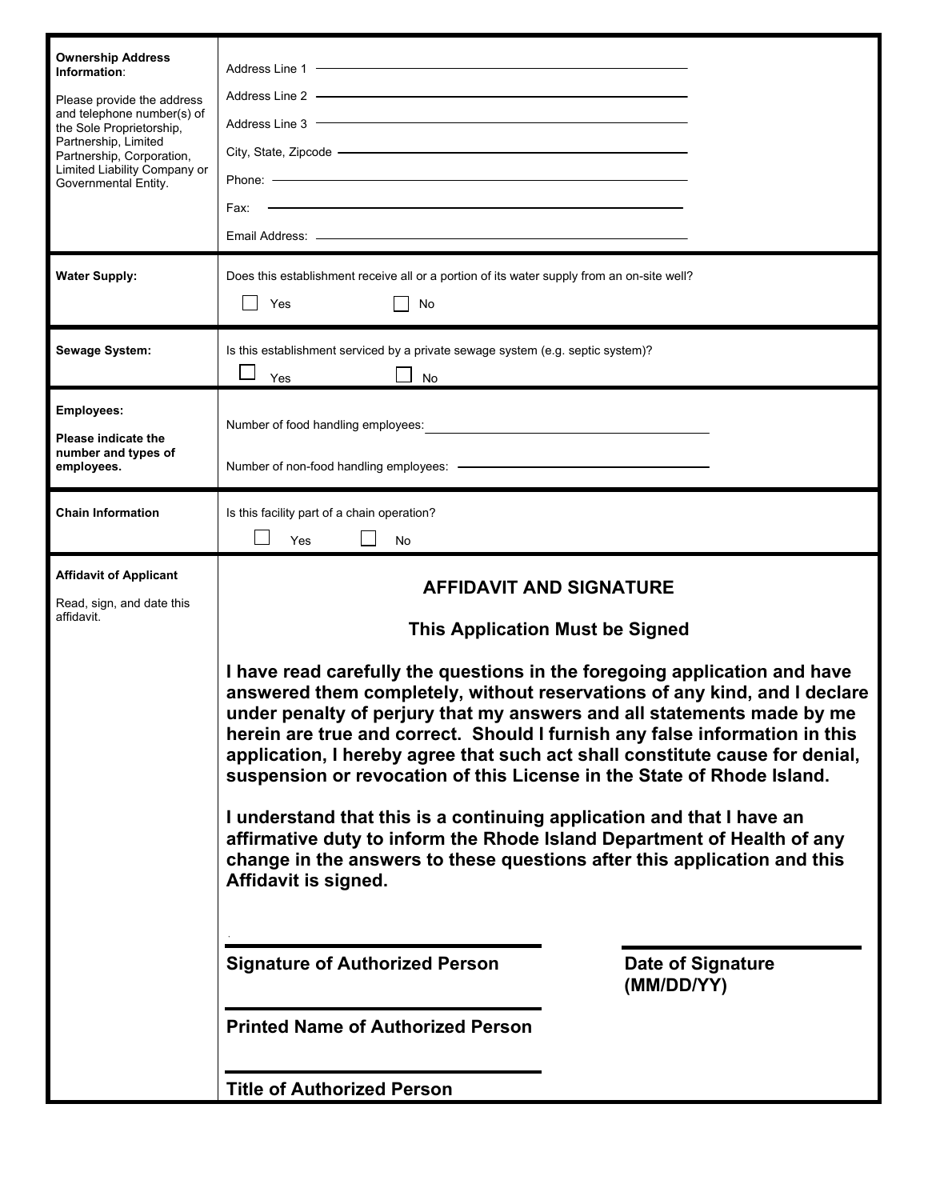| | |
|---|---|
| **Ownership Address Information**:<br><br>Please provide the address and telephone number(s) of the Sole Proprietorship, Partnership, Limited Partnership, Corporation, Limited Liability Company or Governmental Entity. | Address Line 1 ______________________<br>Address Line 2 ______________________<br>Address Line 3 ______________________<br>City, State, Zipcode ______________________<br>Phone: ______________________<br>Fax: ______________________<br>Email Address: ______________________ |
| **Water Supply:** | Does this establishment receive all or a portion of its water supply from an on-site well?<br>☐ Yes ☐ No |
| **Sewage System:** | Is this establishment serviced by a private sewage system (e.g. septic system)?<br>☐ Yes ☐ No |
| **Employees:**<br><br>**Please indicate the number and types of employees.** | Number of food handling employees: ______________________<br><br>Number of non-food handling employees: ______________________ |
| **Chain Information** | Is this facility part of a chain operation?<br>☐ Yes ☐ No |
| **Affidavit of Applicant**<br><br>Read, sign, and date this affidavit. | **AFFIDAVIT AND SIGNATURE**<br><br>**This Application Must be Signed**<br><br>**I have read carefully the questions in the foregoing application and have answered them completely, without reservations of any kind, and I declare under penalty of perjury that my answers and all statements made by me herein are true and correct. Should I furnish any false information in this application, I hereby agree that such act shall constitute cause for denial, suspension or revocation of this License in the State of Rhode Island.**<br><br>**I understand that this is a continuing application and that I have an affirmative duty to inform the Rhode Island Department of Health of any change in the answers to these questions after this application and this Affidavit is signed.**<br><br>______________________ ______________________<br>**Signature of Authorized Person** **Date of Signature (MM/DD/YY)**<br><br>______________________<br>**Printed Name of Authorized Person**<br><br>______________________<br>**Title of Authorized Person** |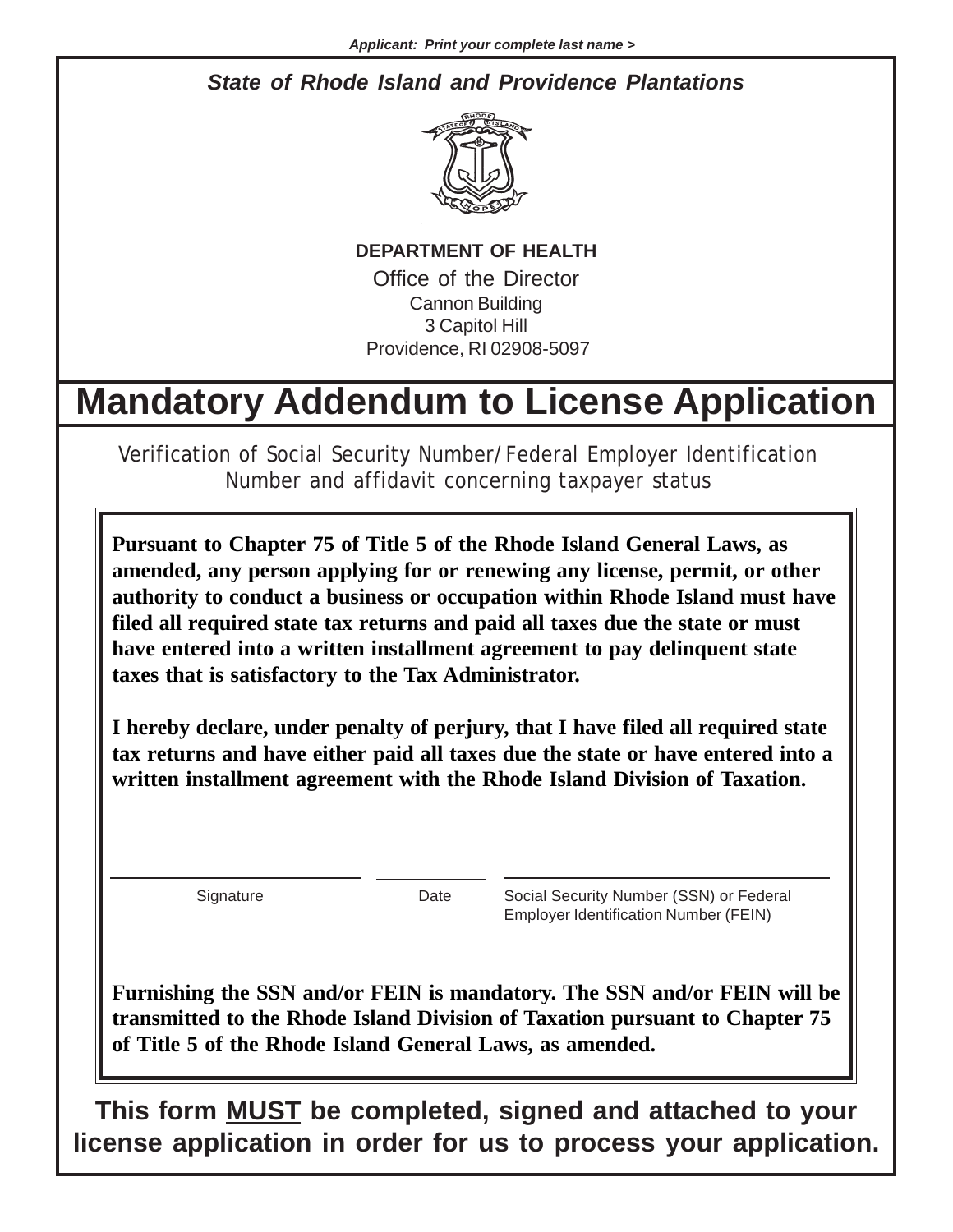*Applicant: Print your complete last name >*

***State of Rhode Island and Providence Plantations***

**DEPARTMENT OF HEALTH**

Office of the Director
Cannon Building
3 Capitol Hill
Providence, RI 02908-5097

# Mandatory Addendum to License Application

Verification of Social Security Number/Federal Employer Identification Number and affidavit concerning taxpayer status

**Pursuant to Chapter 75 of Title 5 of the Rhode Island General Laws, as amended, any person applying for or renewing any license, permit, or other authority to conduct a business or occupation within Rhode Island must have filed all required state tax returns and paid all taxes due the state or must have entered into a written installment agreement to pay delinquent state taxes that is satisfactory to the Tax Administrator.**

**I hereby declare, under penalty of perjury, that I have filed all required state tax returns and have either paid all taxes due the state or have entered into a written installment agreement with the Rhode Island Division of Taxation.**

| Signature | Date | Social Security Number (SSN) or Federal Employer Identification Number (FEIN) |
|---|---|---|

**Furnishing the SSN and/or FEIN is mandatory. The SSN and/or FEIN will be transmitted to the Rhode Island Division of Taxation pursuant to Chapter 75 of Title 5 of the Rhode Island General Laws, as amended.**

**This form MUST be completed, signed and attached to your license application in order for us to process your application.**